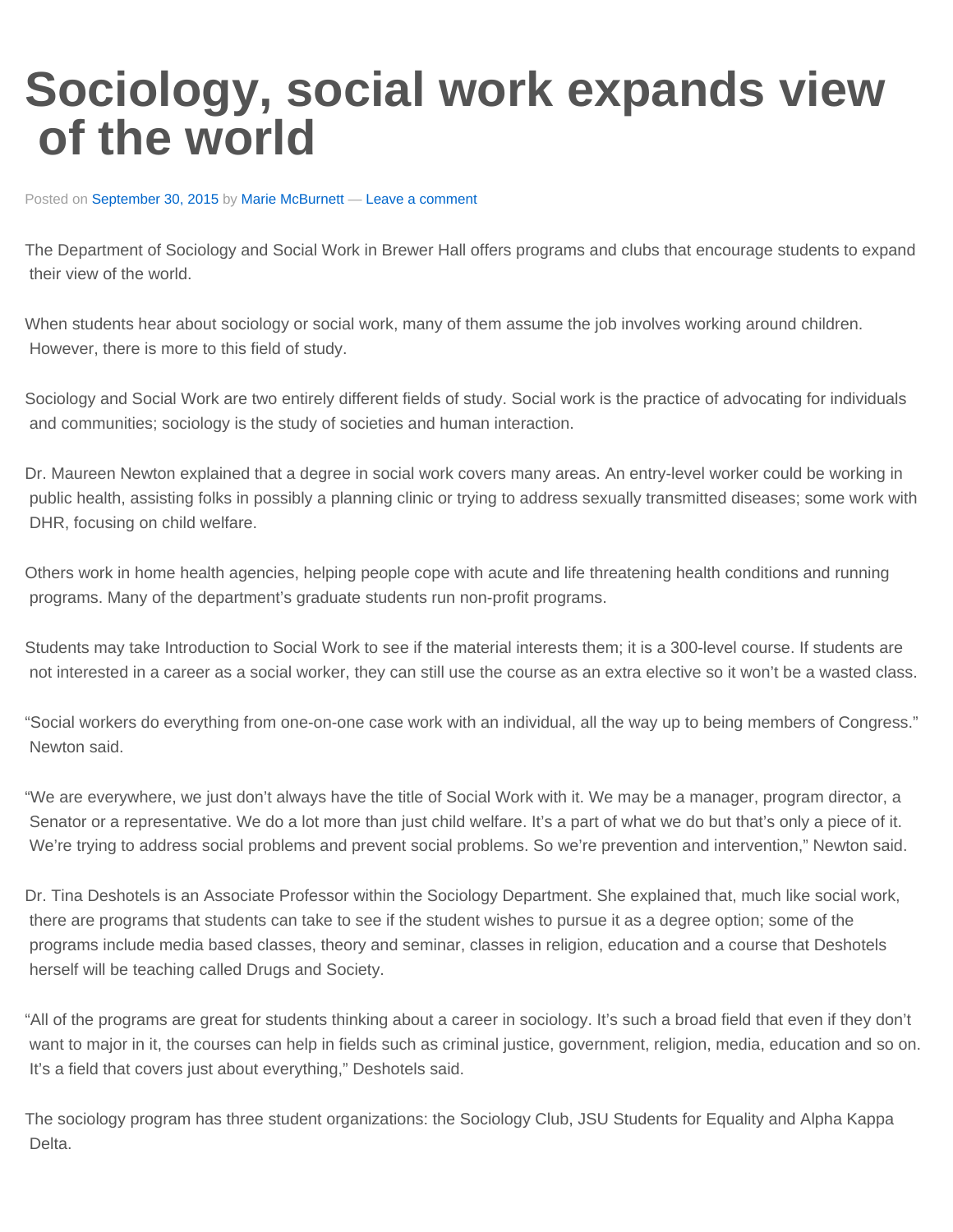# Sociology, social work expands view of the world

Posted on September 30, 2015 by Marie McBurnett — Leave a comment

The Department of Sociology and Social Work in Brewer Hall offers programs and clubs that encourage students to expand their view of the world.

When students hear about sociology or social work, many of them assume the job involves working around children. However, there is more to this field of study.

Sociology and Social Work are two entirely different fields of study. Social work is the practice of advocating for individuals and communities; sociology is the study of societies and human interaction.

Dr. Maureen Newton explained that a degree in social work covers many areas. An entry-level worker could be working in public health, assisting folks in possibly a planning clinic or trying to address sexually transmitted diseases; some work with DHR, focusing on child welfare.

Others work in home health agencies, helping people cope with acute and life threatening health conditions and running programs. Many of the department's graduate students run non-profit programs.

Students may take Introduction to Social Work to see if the material interests them; it is a 300-level course. If students are not interested in a career as a social worker, they can still use the course as an extra elective so it won't be a wasted class.

"Social workers do everything from one-on-one case work with an individual, all the way up to being members of Congress." Newton said.

"We are everywhere, we just don't always have the title of Social Work with it. We may be a manager, program director, a Senator or a representative. We do a lot more than just child welfare. It's a part of what we do but that's only a piece of it. We're trying to address social problems and prevent social problems. So we're prevention and intervention," Newton said.

Dr. Tina Deshotels is an Associate Professor within the Sociology Department. She explained that, much like social work, there are programs that students can take to see if the student wishes to pursue it as a degree option; some of the programs include media based classes, theory and seminar, classes in religion, education and a course that Deshotels herself will be teaching called Drugs and Society.

"All of the programs are great for students thinking about a career in sociology. It's such a broad field that even if they don't want to major in it, the courses can help in fields such as criminal justice, government, religion, media, education and so on. It's a field that covers just about everything," Deshotels said.

The sociology program has three student organizations: the Sociology Club, JSU Students for Equality and Alpha Kappa Delta.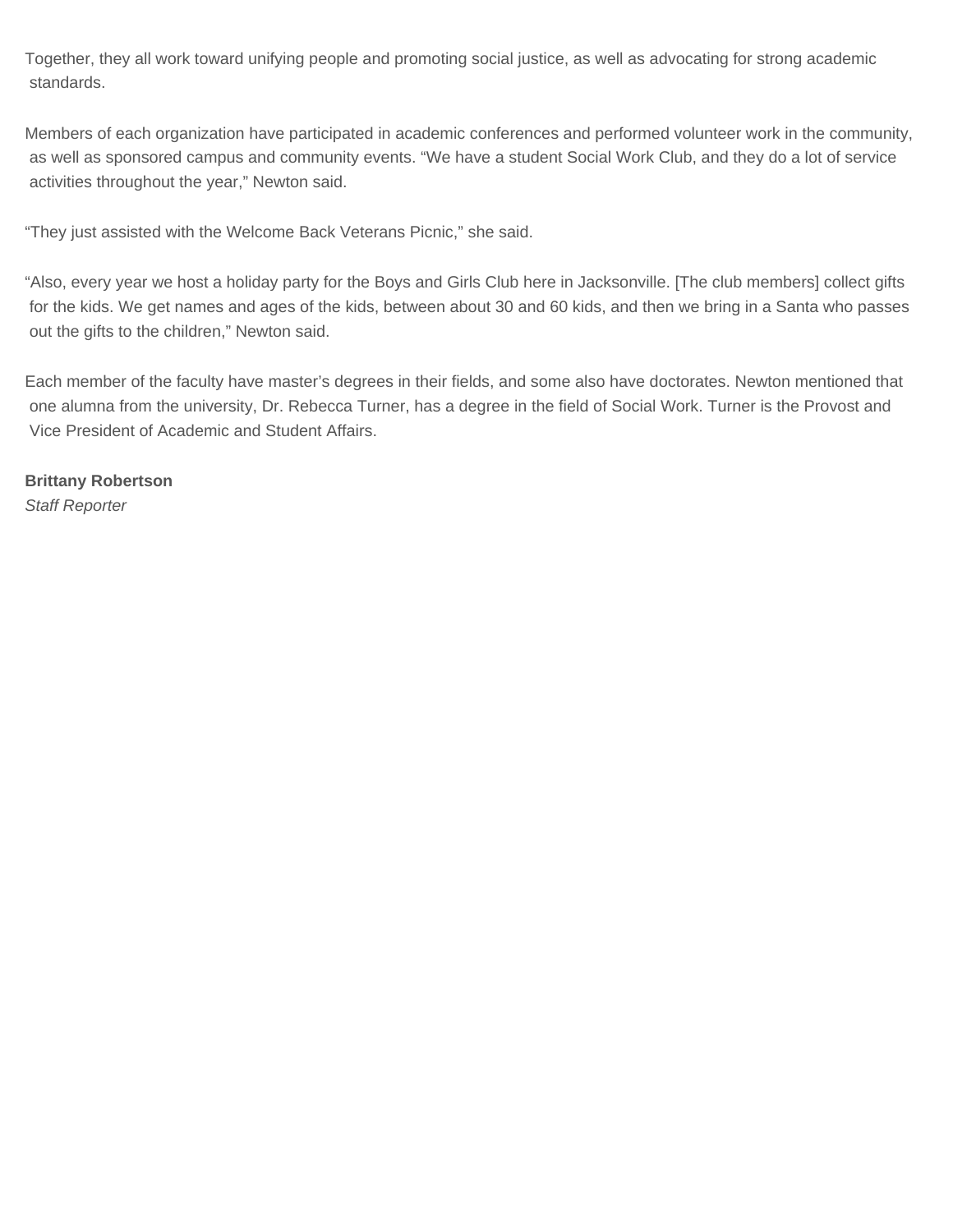Together, they all work toward unifying people and promoting social justice, as well as advocating for strong academic standards.

Members of each organization have participated in academic conferences and performed volunteer work in the community, as well as sponsored campus and community events. "We have a student Social Work Club, and they do a lot of service activities throughout the year," Newton said.

"They just assisted with the Welcome Back Veterans Picnic," she said.

"Also, every year we host a holiday party for the Boys and Girls Club here in Jacksonville. [The club members] collect gifts for the kids. We get names and ages of the kids, between about 30 and 60 kids, and then we bring in a Santa who passes out the gifts to the children," Newton said.

Each member of the faculty have master's degrees in their fields, and some also have doctorates. Newton mentioned that one alumna from the university, Dr. Rebecca Turner, has a degree in the field of Social Work. Turner is the Provost and Vice President of Academic and Student Affairs.

**Brittany Robertson**
*Staff Reporter*